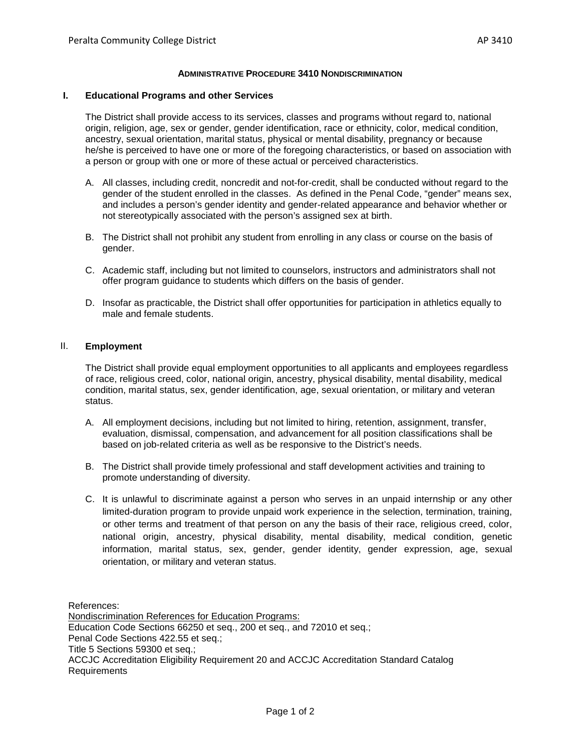# ADMINISTRATIVE PROCEDURE 3410 NONDISCRIMINATION

## I. Educational Programs and other Services

The District shall provide access to its services, classes and programs without regard to, national origin, religion, age, sex or gender, gender identification, race or ethnicity, color, medical condition, ancestry, sexual orientation, marital status, physical or mental disability, pregnancy or because he/she is perceived to have one or more of the foregoing characteristics, or based on association with a person or group with one or more of these actual or perceived characteristics.

A. All classes, including credit, noncredit and not-for-credit, shall be conducted without regard to the gender of the student enrolled in the classes. As defined in the Penal Code, "gender" means sex, and includes a person's gender identity and gender-related appearance and behavior whether or not stereotypically associated with the person's assigned sex at birth.

B. The District shall not prohibit any student from enrolling in any class or course on the basis of gender.

C. Academic staff, including but not limited to counselors, instructors and administrators shall not offer program guidance to students which differs on the basis of gender.

D. Insofar as practicable, the District shall offer opportunities for participation in athletics equally to male and female students.

## II. Employment

The District shall provide equal employment opportunities to all applicants and employees regardless of race, religious creed, color, national origin, ancestry, physical disability, mental disability, medical condition, marital status, sex, gender identification, age, sexual orientation, or military and veteran status.

A. All employment decisions, including but not limited to hiring, retention, assignment, transfer, evaluation, dismissal, compensation, and advancement for all position classifications shall be based on job-related criteria as well as be responsive to the District's needs.

B. The District shall provide timely professional and staff development activities and training to promote understanding of diversity.

C. It is unlawful to discriminate against a person who serves in an unpaid internship or any other limited-duration program to provide unpaid work experience in the selection, termination, training, or other terms and treatment of that person on any the basis of their race, religious creed, color, national origin, ancestry, physical disability, mental disability, medical condition, genetic information, marital status, sex, gender, gender identity, gender expression, age, sexual orientation, or military and veteran status.

References:
<u>Nondiscrimination References for Education Programs:</u>
Education Code Sections 66250 et seq., 200 et seq., and 72010 et seq.;
Penal Code Sections 422.55 et seq.;
Title 5 Sections 59300 et seq.;
ACCJC Accreditation Eligibility Requirement 20 and ACCJC Accreditation Standard Catalog Requirements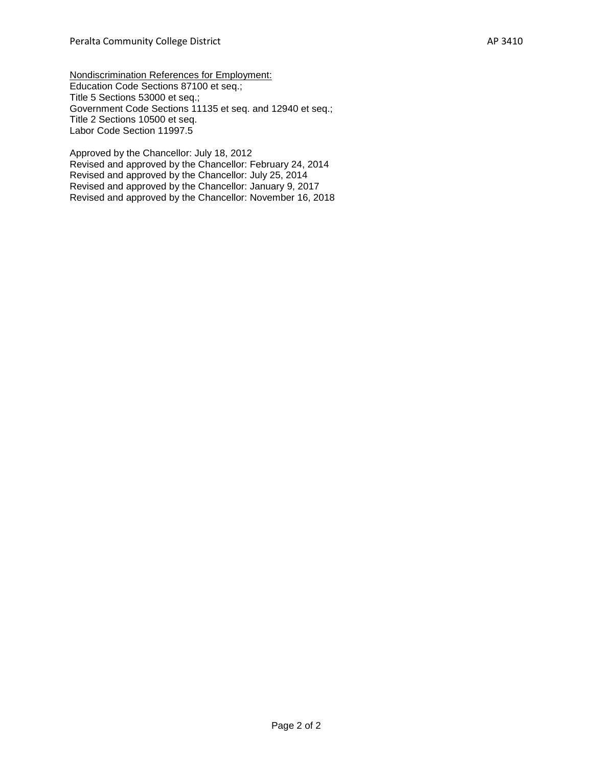<u>Nondiscrimination References for Employment:</u>
Education Code Sections 87100 et seq.;
Title 5 Sections 53000 et seq.;
Government Code Sections 11135 et seq. and 12940 et seq.;
Title 2 Sections 10500 et seq.
Labor Code Section 11997.5

Approved by the Chancellor: July 18, 2012
Revised and approved by the Chancellor: February 24, 2014
Revised and approved by the Chancellor: July 25, 2014
Revised and approved by the Chancellor: January 9, 2017
Revised and approved by the Chancellor: November 16, 2018